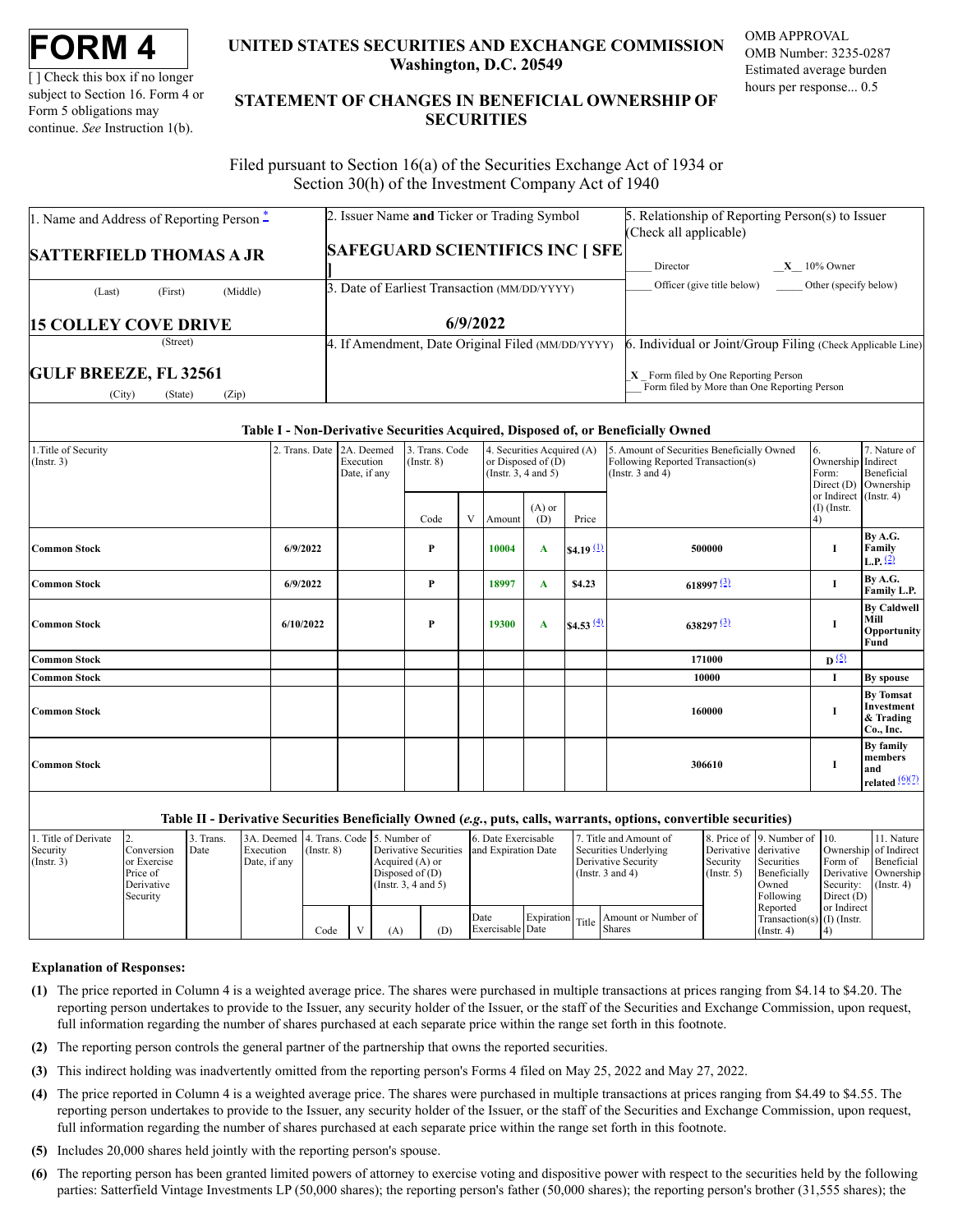# FORM 4

[ ] Check this box if no longer subject to Section 16. Form 4 or Form 5 obligations may continue. *See* Instruction 1(b).

**UNITED STATES SECURITIES AND EXCHANGE COMMISSION**
**Washington, D.C. 20549**

## STATEMENT OF CHANGES IN BENEFICIAL OWNERSHIP OF SECURITIES

OMB APPROVAL
OMB Number: 3235-0287
Estimated average burden hours per response... 0.5

Filed pursuant to Section 16(a) of the Securities Exchange Act of 1934 or Section 30(h) of the Investment Company Act of 1940

| 1. Name and Address of Reporting Person * | 2. Issuer Name **and** Ticker or Trading Symbol | 5. Relationship of Reporting Person(s) to Issuer (Check all applicable) |
|---|---|---|
| **SATTERFIELD THOMAS A JR** | **SAFEGUARD SCIENTIFICS INC [ SFE ]** | ____ Director __X__ 10% Owner |
| (Last) (First) (Middle) | 3. Date of Earliest Transaction (MM/DD/YYYY) | ____ Officer (give title below) ____ Other (specify below) |
| **15 COLLEY COVE DRIVE** (Street) | **6/9/2022** | |
| | 4. If Amendment, Date Original Filed (MM/DD/YYYY) | 6. Individual or Joint/Group Filing (Check Applicable Line) |
| **GULF BREEZE, FL 32561** (City) (State) (Zip) | | _X_ Form filed by One Reporting Person ___ Form filed by More than One Reporting Person |

### Table I - Non-Derivative Securities Acquired, Disposed of, or Beneficially Owned

| 1.Title of Security (Instr. 3) | 2. Trans. Date | 2A. Deemed Execution Date, if any | 3. Trans. Code (Instr. 8) | | 4. Securities Acquired (A) or Disposed of (D) (Instr. 3, 4 and 5) | | | 5. Amount of Securities Beneficially Owned Following Reported Transaction(s) (Instr. 3 and 4) | 6. Ownership Form: Direct (D) or Indirect (I) (Instr. 4) | 7. Nature of Indirect Beneficial Ownership (Instr. 4) |
|---|---|---|---|---|---|---|---|---|---|---|
| | | | Code | V | Amount | (A) or (D) | Price | | | |
| **Common Stock** | **6/9/2022** | | **P** | | **10004** | **A** | **$4.19** [(1)] | **500000** | **I** | **By A.G. Family L.P.** [(2)] |
| **Common Stock** | **6/9/2022** | | **P** | | **18997** | **A** | **$4.23** | **618997** [(3)] | **I** | **By A.G. Family L.P.** |
| **Common Stock** | **6/10/2022** | | **P** | | **19300** | **A** | **$4.53** [(4)] | **638297** [(3)] | **I** | **By Caldwell Mill Opportunity Fund** |
| **Common Stock** | | | | | | | | **171000** | **D** [(5)] | |
| **Common Stock** | | | | | | | | **10000** | **I** | **By spouse** |
| **Common Stock** | | | | | | | | **160000** | **I** | **By Tomsat Investment & Trading Co., Inc.** |
| **Common Stock** | | | | | | | | **306610** | **I** | **By family members and related** [(6)(7)] |

### Table II - Derivative Securities Beneficially Owned (*e.g.*, puts, calls, warrants, options, convertible securities)

| 1. Title of Derivate Security (Instr. 3) | 2. Conversion or Exercise Price of Derivative Security | 3. Trans. Date | 3A. Deemed Execution Date, if any | 4. Trans. Code (Instr. 8) | | 5. Number of Derivative Securities Acquired (A) or Disposed of (D) (Instr. 3, 4 and 5) | | 6. Date Exercisable and Expiration Date | | 7. Title and Amount of Securities Underlying Derivative Security (Instr. 3 and 4) | | 8. Price of Derivative Security (Instr. 5) | 9. Number of derivative Securities Beneficially Owned Following Reported Transaction(s) (Instr. 4) | 10. Ownership Form of Derivative Security: Direct (D) or Indirect (I) (Instr. 4) | 11. Nature of Indirect Beneficial Ownership (Instr. 4) |
|---|---|---|---|---|---|---|---|---|---|---|---|---|---|---|---|
| | | | | Code | V | (A) | (D) | Date Exercisable | Expiration Date | Title | Amount or Number of Shares | | | | |

**Explanation of Responses:**

**(1)** The price reported in Column 4 is a weighted average price. The shares were purchased in multiple transactions at prices ranging from $4.14 to $4.20. The reporting person undertakes to provide to the Issuer, any security holder of the Issuer, or the staff of the Securities and Exchange Commission, upon request, full information regarding the number of shares purchased at each separate price within the range set forth in this footnote.

**(2)** The reporting person controls the general partner of the partnership that owns the reported securities.

**(3)** This indirect holding was inadvertently omitted from the reporting person's Forms 4 filed on May 25, 2022 and May 27, 2022.

**(4)** The price reported in Column 4 is a weighted average price. The shares were purchased in multiple transactions at prices ranging from $4.49 to $4.55. The reporting person undertakes to provide to the Issuer, any security holder of the Issuer, or the staff of the Securities and Exchange Commission, upon request, full information regarding the number of shares purchased at each separate price within the range set forth in this footnote.

**(5)** Includes 20,000 shares held jointly with the reporting person's spouse.

**(6)** The reporting person has been granted limited powers of attorney to exercise voting and dispositive power with respect to the securities held by the following parties: Satterfield Vintage Investments LP (50,000 shares); the reporting person's father (50,000 shares); the reporting person's brother (31,555 shares); the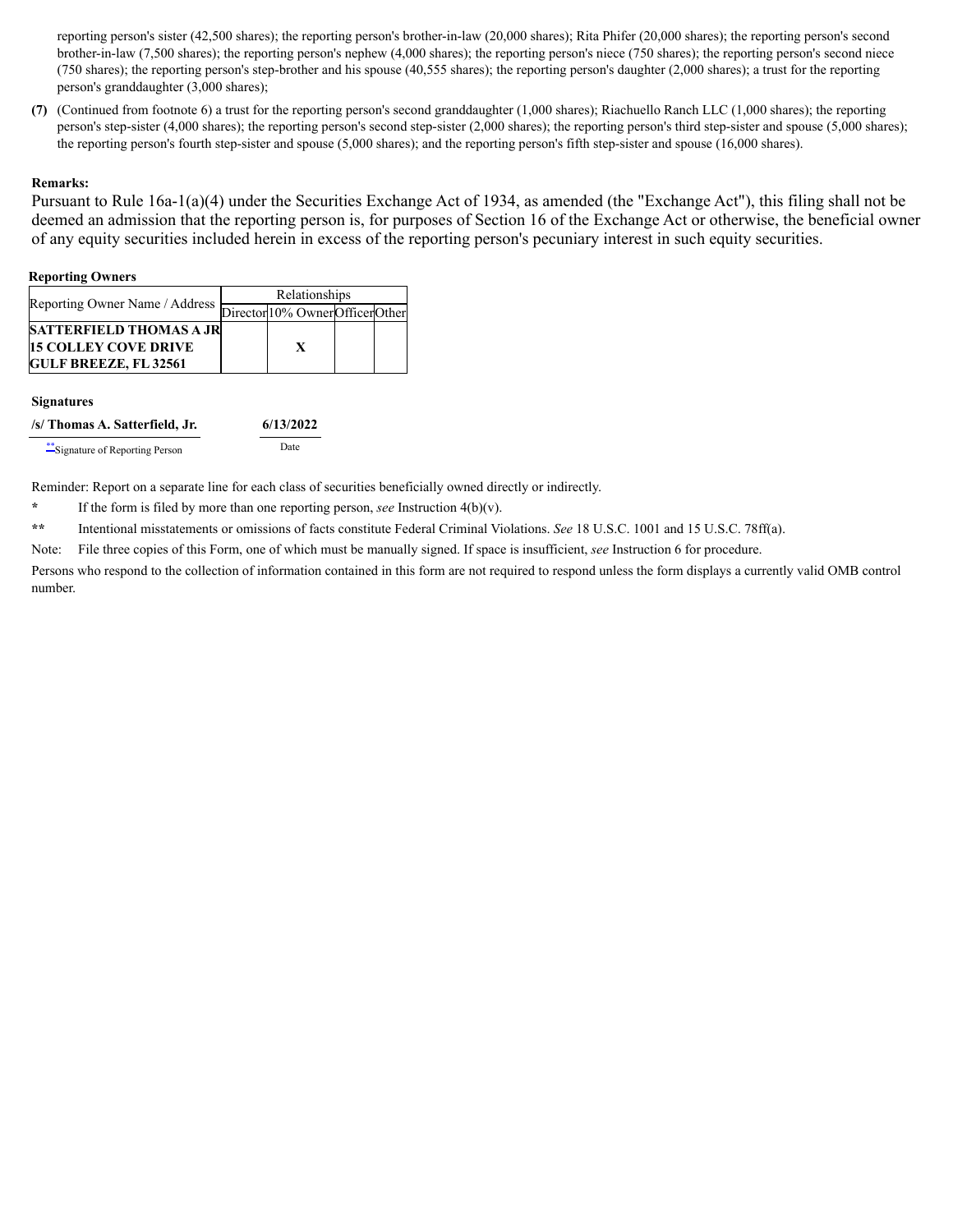reporting person's sister (42,500 shares); the reporting person's brother-in-law (20,000 shares); Rita Phifer (20,000 shares); the reporting person's second brother-in-law (7,500 shares); the reporting person's nephew (4,000 shares); the reporting person's niece (750 shares); the reporting person's second niece (750 shares); the reporting person's step-brother and his spouse (40,555 shares); the reporting person's daughter (2,000 shares); a trust for the reporting person's granddaughter (3,000 shares);

**(7)** (Continued from footnote 6) a trust for the reporting person's second granddaughter (1,000 shares); Riachuello Ranch LLC (1,000 shares); the reporting person's step-sister (4,000 shares); the reporting person's second step-sister (2,000 shares); the reporting person's third step-sister and spouse (5,000 shares); the reporting person's fourth step-sister and spouse (5,000 shares); and the reporting person's fifth step-sister and spouse (16,000 shares).

**Remarks:**

Pursuant to Rule 16a-1(a)(4) under the Securities Exchange Act of 1934, as amended (the "Exchange Act"), this filing shall not be deemed an admission that the reporting person is, for purposes of Section 16 of the Exchange Act or otherwise, the beneficial owner of any equity securities included herein in excess of the reporting person's pecuniary interest in such equity securities.

**Reporting Owners**

| Reporting Owner Name / Address | Relationships | | | |
|---|---|---|---|---|
| | Director | 10% Owner | Officer | Other |
| **SATTERFIELD THOMAS A JR**<br>**15 COLLEY COVE DRIVE**<br>**GULF BREEZE, FL 32561** | | **X** | | |

**Signatures**

| **/s/ Thomas A. Satterfield, Jr.** | **6/13/2022** |
|---|---|
| **Signature of Reporting Person | Date |

Reminder: Report on a separate line for each class of securities beneficially owned directly or indirectly.

\* If the form is filed by more than one reporting person, *see* Instruction 4(b)(v).

\*\* Intentional misstatements or omissions of facts constitute Federal Criminal Violations. *See* 18 U.S.C. 1001 and 15 U.S.C. 78ff(a).

Note: File three copies of this Form, one of which must be manually signed. If space is insufficient, *see* Instruction 6 for procedure.

Persons who respond to the collection of information contained in this form are not required to respond unless the form displays a currently valid OMB control number.